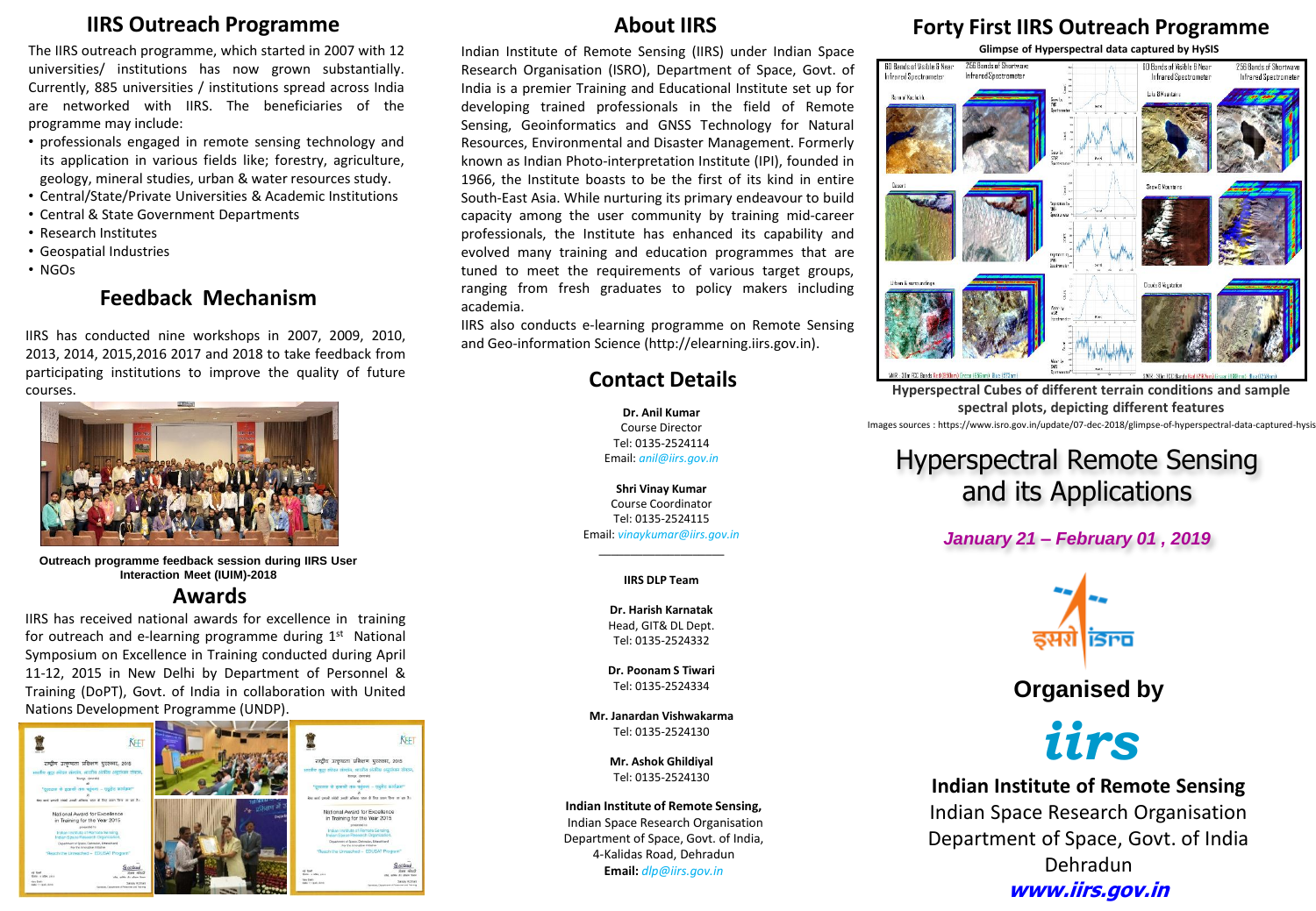## IIRS Outreach Programme

The IIRS outreach programme, which started in 2007 with 12 universities/ institutions has now grown substantially. Currently, 885 universities / institutions spread across India are networked with IIRS. The beneficiaries of the programme may include:

- professionals engaged in remote sensing technology and its application in various fields like; forestry, agriculture, geology, mineral studies, urban & water resources study.
- Central/State/Private Universities & Academic Institutions
- Central & State Government Departments
- Research Institutes
- Geospatial Industries
- NGOs

## Feedback Mechanism

IIRS has conducted nine workshops in 2007, 2009, 2010, 2013, 2014, 2015,2016 2017 and 2018 to take feedback from participating institutions to improve the quality of future courses.

**Outreach programme feedback session during IIRS User Interaction Meet (IUIM)-2018**

## Awards

IIRS has received national awards for excellence in training for outreach and e-learning programme during 1st National Symposium on Excellence in Training conducted during April 11-12, 2015 in New Delhi by Department of Personnel & Training (DoPT), Govt. of India in collaboration with United Nations Development Programme (UNDP).

## About IIRS

Indian Institute of Remote Sensing (IIRS) under Indian Space Research Organisation (ISRO), Department of Space, Govt. of India is a premier Training and Educational Institute set up for developing trained professionals in the field of Remote Sensing, Geoinformatics and GNSS Technology for Natural Resources, Environmental and Disaster Management. Formerly known as Indian Photo-interpretation Institute (IPI), founded in 1966, the Institute boasts to be the first of its kind in entire South-East Asia. While nurturing its primary endeavour to build capacity among the user community by training mid-career professionals, the Institute has enhanced its capability and evolved many training and education programmes that are tuned to meet the requirements of various target groups, ranging from fresh graduates to policy makers including academia.

IIRS also conducts e-learning programme on Remote Sensing and Geo-information Science (http://elearning.iirs.gov.in).

## Contact Details

**Dr. Anil Kumar**
Course Director
Tel: 0135-2524114
Email: *anil@iirs.gov.in*

**Shri Vinay Kumar**
Course Coordinator
Tel: 0135-2524115
Email: *vinaykumar@iirs.gov.in*

**IIRS DLP Team**

**Dr. Harish Karnatak**
Head, GIT& DL Dept.
Tel: 0135-2524332

**Dr. Poonam S Tiwari**
Tel: 0135-2524334

**Mr. Janardan Vishwakarma**
Tel: 0135-2524130

**Mr. Ashok Ghildiyal**
Tel: 0135-2524130

**Indian Institute of Remote Sensing,**
Indian Space Research Organisation
Department of Space, Govt. of India,
4-Kalidas Road, Dehradun
**Email:** *dlp@iirs.gov.in*

## Forty First IIRS Outreach Programme

**Glimpse of Hyperspectral data captured by HySIS**

**Hyperspectral Cubes of different terrain conditions and sample spectral plots, depicting different features**

Images sources : https://www.isro.gov.in/update/07-dec-2018/glimpse-of-hyperspectral-data-captured-hysis

# Hyperspectral Remote Sensing and its Applications

***January 21 – February 01 , 2019***

**Organised by**

**iirs**

**Indian Institute of Remote Sensing**
Indian Space Research Organisation
Department of Space, Govt. of India
Dehradun
***www.iirs.gov.in***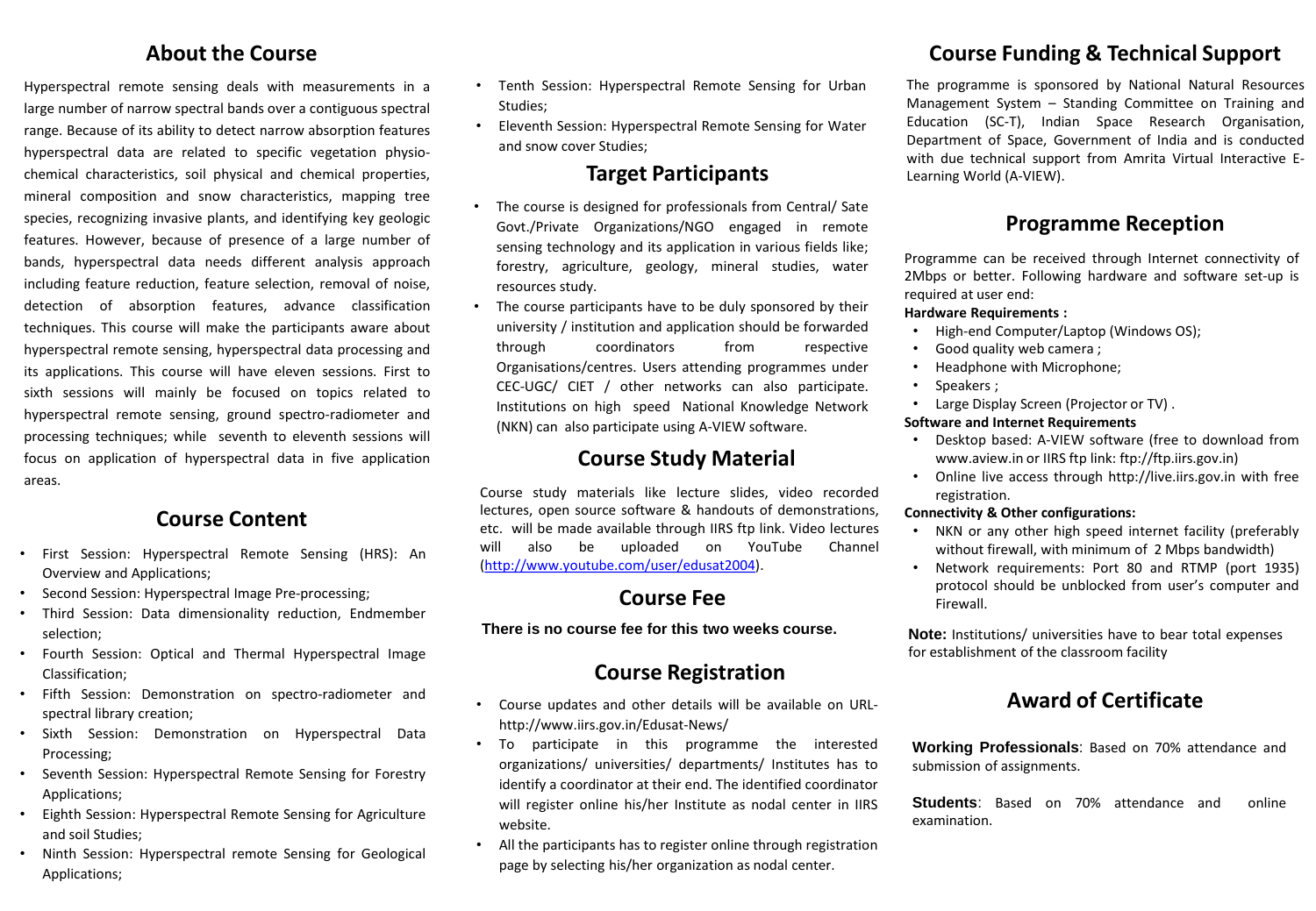## About the Course

Hyperspectral remote sensing deals with measurements in a large number of narrow spectral bands over a contiguous spectral range. Because of its ability to detect narrow absorption features hyperspectral data are related to specific vegetation physio-chemical characteristics, soil physical and chemical properties, mineral composition and snow characteristics, mapping tree species, recognizing invasive plants, and identifying key geologic features. However, because of presence of a large number of bands, hyperspectral data needs different analysis approach including feature reduction, feature selection, removal of noise, detection of absorption features, advance classification techniques. This course will make the participants aware about hyperspectral remote sensing, hyperspectral data processing and its applications. This course will have eleven sessions. First to sixth sessions will mainly be focused on topics related to hyperspectral remote sensing, ground spectro-radiometer and processing techniques; while seventh to eleventh sessions will focus on application of hyperspectral data in five application areas.

## Course Content

- First Session: Hyperspectral Remote Sensing (HRS): An Overview and Applications;
- Second Session: Hyperspectral Image Pre-processing;
- Third Session: Data dimensionality reduction, Endmember selection;
- Fourth Session: Optical and Thermal Hyperspectral Image Classification;
- Fifth Session: Demonstration on spectro-radiometer and spectral library creation;
- Sixth Session: Demonstration on Hyperspectral Data Processing;
- Seventh Session: Hyperspectral Remote Sensing for Forestry Applications;
- Eighth Session: Hyperspectral Remote Sensing for Agriculture and soil Studies;
- Ninth Session: Hyperspectral remote Sensing for Geological Applications;
- Tenth Session: Hyperspectral Remote Sensing for Urban Studies;
- Eleventh Session: Hyperspectral Remote Sensing for Water and snow cover Studies;

## Target Participants

- The course is designed for professionals from Central/ Sate Govt./Private Organizations/NGO engaged in remote sensing technology and its application in various fields like; forestry, agriculture, geology, mineral studies, water resources study.
- The course participants have to be duly sponsored by their university / institution and application should be forwarded through coordinators from respective Organisations/centres. Users attending programmes under CEC-UGC/ CIET / other networks can also participate. Institutions on high speed National Knowledge Network (NKN) can also participate using A-VIEW software.

## Course Study Material

Course study materials like lecture slides, video recorded lectures, open source software & handouts of demonstrations, etc. will be made available through IIRS ftp link. Video lectures will also be uploaded on YouTube Channel (http://www.youtube.com/user/edusat2004).

## Course Fee

**There is no course fee for this two weeks course.**

## Course Registration

- Course updates and other details will be available on URL- http://www.iirs.gov.in/Edusat-News/
- To participate in this programme the interested organizations/ universities/ departments/ Institutes has to identify a coordinator at their end. The identified coordinator will register online his/her Institute as nodal center in IIRS website.
- All the participants has to register online through registration page by selecting his/her organization as nodal center.

## Course Funding & Technical Support

The programme is sponsored by National Natural Resources Management System – Standing Committee on Training and Education (SC-T), Indian Space Research Organisation, Department of Space, Government of India and is conducted with due technical support from Amrita Virtual Interactive E-Learning World (A-VIEW).

## Programme Reception

Programme can be received through Internet connectivity of 2Mbps or better. Following hardware and software set-up is required at user end:

**Hardware Requirements :**

- High-end Computer/Laptop (Windows OS);
- Good quality web camera ;
- Headphone with Microphone;
- Speakers ;
- Large Display Screen (Projector or TV) .

**Software and Internet Requirements**

- Desktop based: A-VIEW software (free to download from www.aview.in or IIRS ftp link: ftp://ftp.iirs.gov.in)
- Online live access through http://live.iirs.gov.in with free registration.

**Connectivity & Other configurations:**

- NKN or any other high speed internet facility (preferably without firewall, with minimum of 2 Mbps bandwidth)
- Network requirements: Port 80 and RTMP (port 1935) protocol should be unblocked from user's computer and Firewall.

**Note:** Institutions/ universities have to bear total expenses for establishment of the classroom facility

## Award of Certificate

**Working Professionals**: Based on 70% attendance and submission of assignments.

**Students**: Based on 70% attendance and online examination.